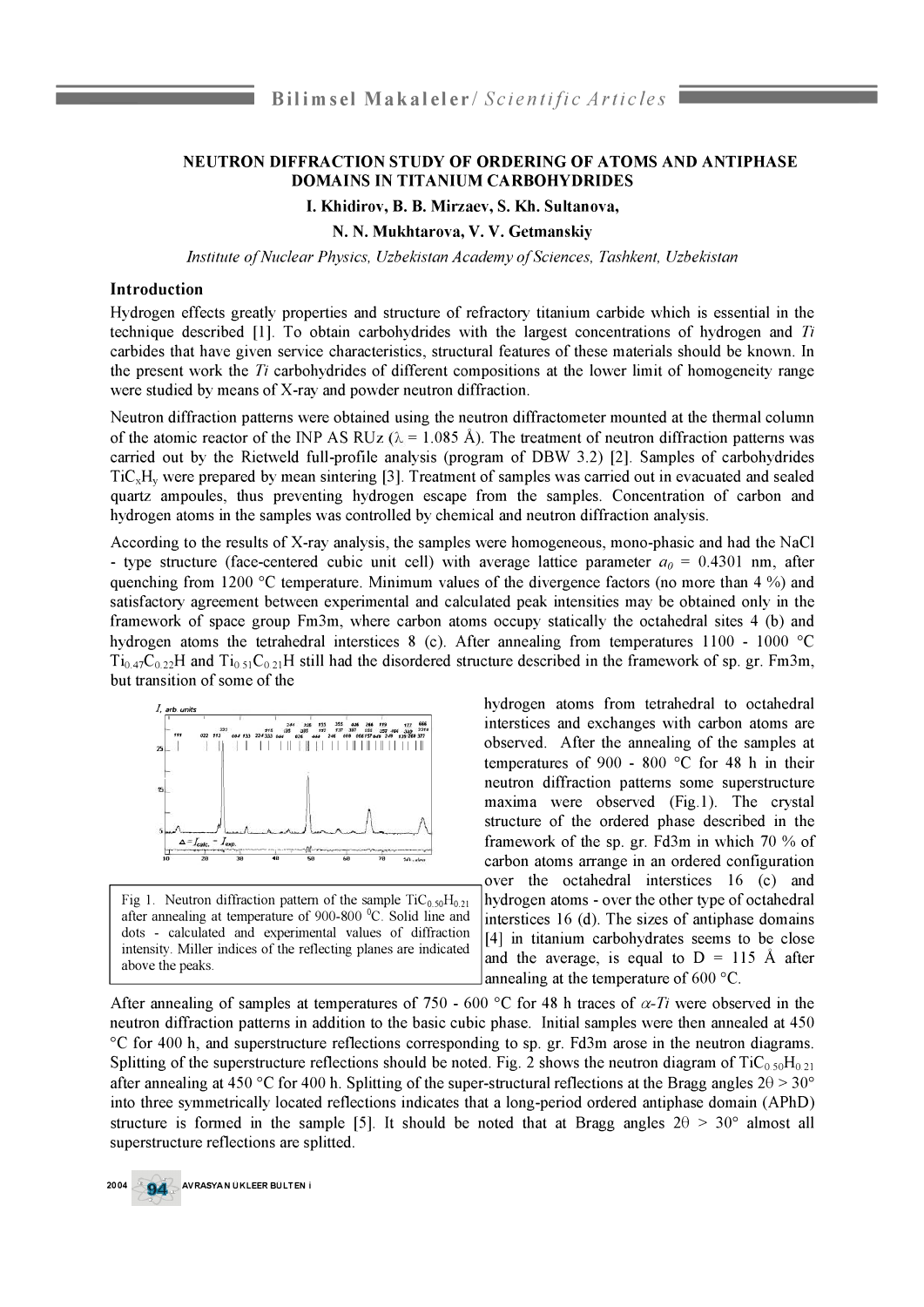# NEUTRON DIFFRACTION STUDY OF ORDERING OF ATOMS AND ANTIPHASE DOMAINS IN TITANIUM CARBOHYDRIDES

**I. Khidirov, B. B. Mirzaev, S. Kh. Sultanova,**

**N. N. Mukhtarova, V. V. Getmanskiy**

*Institute of Nuclear Physics, Uzbekistan Academy of Sciences, Tashkent, Uzbekistan*

## Introduction

Hydrogen effects greatly properties and structure of refractory titanium carbide which is essential in the technique described [1]. To obtain carbohydrides with the largest concentrations of hydrogen and *Ti* carbides that have given service characteristics, structural features of these materials should be known. In the present work the *Ti* carbohydrides of different compositions at the lower limit of homogeneity range were studied by means of X-ray and powder neutron diffraction.

Neutron diffraction patterns were obtained using the neutron diffractometer mounted at the thermal column of the atomic reactor of the INP AS RUz ($\lambda$ = 1.085 Å). The treatment of neutron diffraction patterns was carried out by the Rietweld full-profile analysis (program of DBW 3.2) [2]. Samples of carbohydrides $TiC_xH_y$ were prepared by mean sintering [3]. Treatment of samples was carried out in evacuated and sealed quartz ampoules, thus preventing hydrogen escape from the samples. Concentration of carbon and hydrogen atoms in the samples was controlled by chemical and neutron diffraction analysis.

According to the results of X-ray analysis, the samples were homogeneous, mono-phasic and had the NaCl - type structure (face-centered cubic unit cell) with average lattice parameter $a_0$ = 0.4301 nm, after quenching from 1200 °C temperature. Minimum values of the divergence factors (no more than 4 %) and satisfactory agreement between experimental and calculated peak intensities may be obtained only in the framework of space group Fm3m, where carbon atoms occupy statically the octahedral sites 4 (b) and hydrogen atoms the tetrahedral interstices 8 (c). After annealing from temperatures 1100 - 1000 °C $Ti_{0.47}C_{0.22}H$ and $Ti_{0.51}C_{0.21}H$ still had the disordered structure described in the framework of sp. gr. Fm3m, but transition of some of the hydrogen atoms from tetrahedral to octahedral interstices and exchanges with carbon atoms are observed. After the annealing of the samples at temperatures of 900 - 800 °C for 48 h in their neutron diffraction patterns some superstructure maxima were observed (Fig.1). The crystal structure of the ordered phase described in the framework of the sp. gr. Fd3m in which 70 % of carbon atoms arrange in an ordered configuration over the octahedral interstices 16 (c) and hydrogen atoms - over the other type of octahedral interstices 16 (d). The sizes of antiphase domains [4] in titanium carbohydrates seems to be close and the average, is equal to D = 115 Å after annealing at the temperature of 600 °C.

Fig 1. Neutron diffraction pattern of the sample $TiC_{0.50}H_{0.21}$ after annealing at temperature of 900-800 $^0$C. Solid line and dots - calculated and experimental values of diffraction intensity. Miller indices of the reflecting planes are indicated above the peaks.

After annealing of samples at temperatures of 750 - 600 °C for 48 h traces of *α-Ti* were observed in the neutron diffraction patterns in addition to the basic cubic phase. Initial samples were then annealed at 450 °C for 400 h, and superstructure reflections corresponding to sp. gr. Fd3m arose in the neutron diagrams. Splitting of the superstructure reflections should be noted. Fig. 2 shows the neutron diagram of $TiC_{0.50}H_{0.21}$ after annealing at 450 °C for 400 h. Splitting of the super-structural reflections at the Bragg angles 2θ > 30° into three symmetrically located reflections indicates that a long-period ordered antiphase domain (APhD) structure is formed in the sample [5]. It should be noted that at Bragg angles 2θ > 30° almost all superstructure reflections are splitted.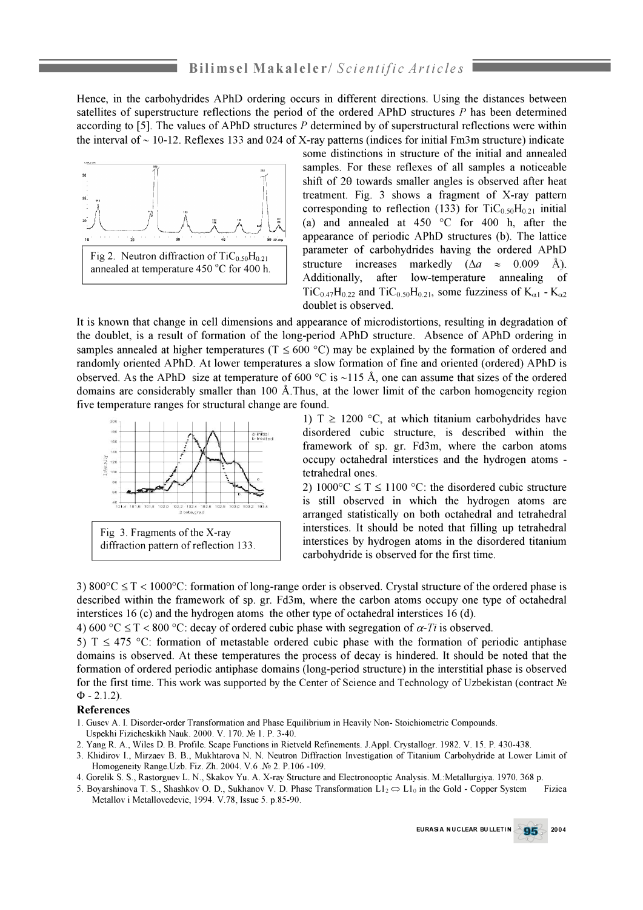Hence, in the carbohydrides APhD ordering occurs in different directions. Using the distances between satellites of superstructure reflections the period of the ordered APhD structures *P* has been determined according to [5]. The values of APhD structures *P* determined by of superstructural reflections were within the interval of ~ 10-12. Reflexes 133 and 024 of X-ray patterns (indices for initial Fm3m structure) indicate some distinctions in structure of the initial and annealed samples. For these reflexes of all samples a noticeable shift of 2θ towards smaller angles is observed after heat treatment. Fig. 3 shows a fragment of X-ray pattern corresponding to reflection (133) for $TiC_{0.50}H_{0.21}$ initial (a) and annealed at 450 °C for 400 h, after the appearance of periodic APhD structures (b). The lattice parameter of carbohydrides having the ordered APhD structure increases markedly ($\Delta a \approx 0.009$ Å). Additionally, after low-temperature annealing of $TiC_{0.47}H_{0.22}$ and $TiC_{0.50}H_{0.21}$, some fuzziness of $K_{\alpha 1}$ - $K_{\alpha 2}$ doublet is observed.

Fig 2. Neutron diffraction of $TiC_{0.50}H_{0.21}$ annealed at temperature 450 °C for 400 h.

It is known that change in cell dimensions and appearance of microdistortions, resulting in degradation of the doublet, is a result of formation of the long-period APhD structure. Absence of APhD ordering in samples annealed at higher temperatures (T ≤ 600 °C) may be explained by the formation of ordered and randomly oriented APhD. At lower temperatures a slow formation of fine and oriented (ordered) APhD is observed. As the APhD size at temperature of 600 °C is ~115 Å, one can assume that sizes of the ordered domains are considerably smaller than 100 Å.Thus, at the lower limit of the carbon homogeneity region five temperature ranges for structural change are found.

1) T ≥ 1200 °C, at which titanium carbohydrides have disordered cubic structure, is described within the framework of sp. gr. Fd3m, where the carbon atoms occupy octahedral interstices and the hydrogen atoms - tetrahedral ones.

2) 1000°C ≤ T ≤ 1100 °C: the disordered cubic structure is still observed in which the hydrogen atoms are arranged statistically on both octahedral and tetrahedral interstices. It should be noted that filling up tetrahedral interstices by hydrogen atoms in the disordered titanium carbohydride is observed for the first time.

Fig 3. Fragments of the X-ray diffraction pattern of reflection 133.

3) 800°C ≤ T < 1000°C: formation of long-range order is observed. Crystal structure of the ordered phase is described within the framework of sp. gr. Fd3m, where the carbon atoms occupy one type of octahedral interstices 16 (c) and the hydrogen atoms the other type of octahedral interstices 16 (d).

4) 600 °C ≤ T < 800 °C: decay of ordered cubic phase with segregation of *α-Ti* is observed.

5) T ≤ 475 °C: formation of metastable ordered cubic phase with the formation of periodic antiphase domains is observed. At these temperatures the process of decay is hindered. It should be noted that the formation of ordered periodic antiphase domains (long-period structure) in the interstitial phase is observed for the first time. This work was supported by the Center of Science and Technology of Uzbekistan (contract № Ф - 2.1.2).

**References**

1. Gusev A. I. Disorder-order Transformation and Phase Equilibrium in Heavily Non- Stoichiometric Compounds. Uspekhi Fizicheskikh Nauk. 2000. V. 170. № 1. P. 3-40.
2. Yang R. A., Wiles D. B. Profile. Scape Functions in Rietveld Refinements. J.Appl. Crystallogr. 1982. V. 15. P. 430-438.
3. Khidirov I., Mirzaev B. B., Mukhtarova N. N. Neutron Diffraction Investigation of Titanium Carbohydride at Lower Limit of Homogeneity Range.Uzb. Fiz. Zh. 2004. V.6 .№ 2. P.106 -109.
4. Gorelik S. S., Rastorguev L. N., Skakov Yu. A. X-ray Structure and Electronooptic Analysis. M.:Metallurgiya. 1970. 368 p.
5. Boyarshinova T. S., Shashkov O. D., Sukhanov V. D. Phase Transformation $L1_2 \Leftrightarrow L1_0$ in the Gold - Copper System Fizica Metallov i Metallovedevie, 1994. V.78, Issue 5. p.85-90.